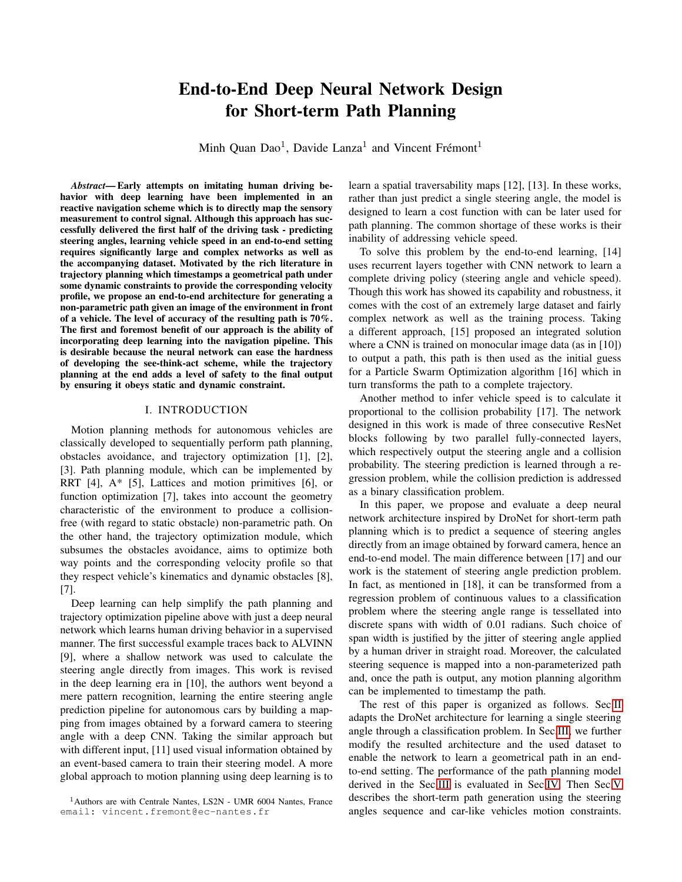# End-to-End Deep Neural Network Design for Short-term Path Planning

Minh Quan Dao[1], Davide Lanza[1] and Vincent Frémont[1]

***Abstract*— Early attempts on imitating human driving behavior with deep learning have been implemented in an reactive navigation scheme which is to directly map the sensory measurement to control signal. Although this approach has successfully delivered the first half of the driving task - predicting steering angles, learning vehicle speed in an end-to-end setting requires significantly large and complex networks as well as the accompanying dataset. Motivated by the rich literature in trajectory planning which timestamps a geometrical path under some dynamic constraints to provide the corresponding velocity profile, we propose an end-to-end architecture for generating a non-parametric path given an image of the environment in front of a vehicle. The level of accuracy of the resulting path is 70%. The first and foremost benefit of our approach is the ability of incorporating deep learning into the navigation pipeline. This is desirable because the neural network can ease the hardness of developing the see-think-act scheme, while the trajectory planning at the end adds a level of safety to the final output by ensuring it obeys static and dynamic constraint.**

## I. INTRODUCTION

Motion planning methods for autonomous vehicles are classically developed to sequentially perform path planning, obstacles avoidance, and trajectory optimization [1], [2], [3]. Path planning module, which can be implemented by RRT [4], A* [5], Lattices and motion primitives [6], or function optimization [7], takes into account the geometry characteristic of the environment to produce a collision-free (with regard to static obstacle) non-parametric path. On the other hand, the trajectory optimization module, which subsumes the obstacles avoidance, aims to optimize both way points and the corresponding velocity profile so that they respect vehicle's kinematics and dynamic obstacles [8], [7].

Deep learning can help simplify the path planning and trajectory optimization pipeline above with just a deep neural network which learns human driving behavior in a supervised manner. The first successful example traces back to ALVINN [9], where a shallow network was used to calculate the steering angle directly from images. This work is revised in the deep learning era in [10], the authors went beyond a mere pattern recognition, learning the entire steering angle prediction pipeline for autonomous cars by building a mapping from images obtained by a forward camera to steering angle with a deep CNN. Taking the similar approach but with different input, [11] used visual information obtained by an event-based camera to train their steering model. A more global approach to motion planning using deep learning is to learn a spatial traversability maps [12], [13]. In these works, rather than just predict a single steering angle, the model is designed to learn a cost function with can be later used for path planning. The common shortage of these works is their inability of addressing vehicle speed.

To solve this problem by the end-to-end learning, [14] uses recurrent layers together with CNN network to learn a complete driving policy (steering angle and vehicle speed). Though this work has showed its capability and robustness, it comes with the cost of an extremely large dataset and fairly complex network as well as the training process. Taking a different approach, [15] proposed an integrated solution where a CNN is trained on monocular image data (as in [10]) to output a path, this path is then used as the initial guess for a Particle Swarm Optimization algorithm [16] which in turn transforms the path to a complete trajectory.

Another method to infer vehicle speed is to calculate it proportional to the collision probability [17]. The network designed in this work is made of three consecutive ResNet blocks following by two parallel fully-connected layers, which respectively output the steering angle and a collision probability. The steering prediction is learned through a regression problem, while the collision prediction is addressed as a binary classification problem.

In this paper, we propose and evaluate a deep neural network architecture inspired by DroNet for short-term path planning which is to predict a sequence of steering angles directly from an image obtained by forward camera, hence an end-to-end model. The main difference between [17] and our work is the statement of steering angle prediction problem. In fact, as mentioned in [18], it can be transformed from a regression problem of continuous values to a classification problem where the steering angle range is tessellated into discrete spans with width of 0.01 radians. Such choice of span width is justified by the jitter of steering angle applied by a human driver in straight road. Moreover, the calculated steering sequence is mapped into a non-parameterized path and, once the path is output, any motion planning algorithm can be implemented to timestamp the path.

The rest of this paper is organized as follows. Sec II adapts the DroNet architecture for learning a single steering angle through a classification problem. In Sec III, we further modify the resulted architecture and the used dataset to enable the network to learn a geometrical path in an end-to-end setting. The performance of the path planning model derived in the Sec III is evaluated in Sec IV. Then Sec V describes the short-term path generation using the steering angles sequence and car-like vehicles motion constraints.

[1]Authors are with Centrale Nantes, LS2N - UMR 6004 Nantes, France email: vincent.fremont@ec-nantes.fr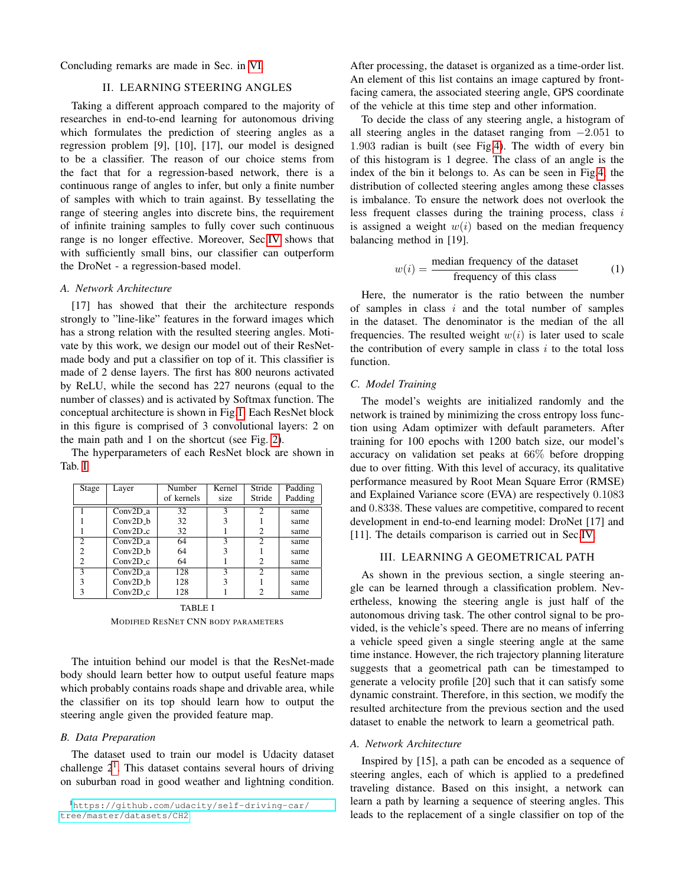Concluding remarks are made in Sec. in VI.

## II. Learning Steering Angles

Taking a different approach compared to the majority of researches in end-to-end learning for autonomous driving which formulates the prediction of steering angles as a regression problem [9], [10], [17], our model is designed to be a classifier. The reason of our choice stems from the fact that for a regression-based network, there is a continuous range of angles to infer, but only a finite number of samples with which to train against. By tessellating the range of steering angles into discrete bins, the requirement of infinite training samples to fully cover such continuous range is no longer effective. Moreover, Sec IV shows that with sufficiently small bins, our classifier can outperform the DroNet - a regression-based model.

### A. Network Architecture

[17] has showed that their the architecture responds strongly to "line-like" features in the forward images which has a strong relation with the resulted steering angles. Motivate by this work, we design our model out of their ResNet-made body and put a classifier on top of it. This classifier is made of 2 dense layers. The first has 800 neurons activated by ReLU, while the second has 227 neurons (equal to the number of classes) and is activated by Softmax function. The conceptual architecture is shown in Fig.1. Each ResNet block in this figure is comprised of 3 convolutional layers: 2 on the main path and 1 on the shortcut (see Fig. 2).

The hyperparameters of each ResNet block are shown in Tab. I.

| Stage | Layer | Number of kernels | Kernel size | Stride Stride | Padding Padding |
|---|---|---|---|---|---|
| 1 | Conv2D_a | 32 | 3 | 2 | same |
| 1 | Conv2D_b | 32 | 3 | 1 | same |
| 1 | Conv2D_c | 32 | 1 | 2 | same |
| 2 | Conv2D_a | 64 | 3 | 2 | same |
| 2 | Conv2D_b | 64 | 3 | 1 | same |
| 2 | Conv2D_c | 64 | 1 | 2 | same |
| 3 | Conv2D_a | 128 | 3 | 2 | same |
| 3 | Conv2D_b | 128 | 3 | 1 | same |
| 3 | Conv2D_c | 128 | 1 | 2 | same |

TABLE I
Modified ResNet CNN body parameters

The intuition behind our model is that the ResNet-made body should learn better how to output useful feature maps which probably contains roads shape and drivable area, while the classifier on its top should learn how to output the steering angle given the provided feature map.

### B. Data Preparation

The dataset used to train our model is Udacity dataset challenge 2[1]. This dataset contains several hours of driving on suburban road in good weather and lightning condition. After processing, the dataset is organized as a time-order list. An element of this list contains an image captured by front-facing camera, the associated steering angle, GPS coordinate of the vehicle at this time step and other information.

To decide the class of any steering angle, a histogram of all steering angles in the dataset ranging from $-2.051$ to $1.903$ radian is built (see Fig.4). The width of every bin of this histogram is 1 degree. The class of an angle is the index of the bin it belongs to. As can be seen in Fig.4, the distribution of collected steering angles among these classes is imbalance. To ensure the network does not overlook the less frequent classes during the training process, class $i$ is assigned a weight $w(i)$ based on the median frequency balancing method in [19].

$$w(i) = \frac{\text{median frequency of the dataset}}{\text{frequency of this class}} \tag{1}$$

Here, the numerator is the ratio between the number of samples in class $i$ and the total number of samples in the dataset. The denominator is the median of the all frequencies. The resulted weight $w(i)$ is later used to scale the contribution of every sample in class $i$ to the total loss function.

### C. Model Training

The model's weights are initialized randomly and the network is trained by minimizing the cross entropy loss function using Adam optimizer with default parameters. After training for 100 epochs with 1200 batch size, our model's accuracy on validation set peaks at $66\%$ before dropping due to over fitting. With this level of accuracy, its qualitative performance measured by Root Mean Square Error (RMSE) and Explained Variance score (EVA) are respectively $0.1083$ and $0.8338$. These values are competitive, compared to recent development in end-to-end learning model: DroNet [17] and [11]. The details comparison is carried out in Sec.IV.

## III. Learning a Geometrical Path

As shown in the previous section, a single steering angle can be learned through a classification problem. Nevertheless, knowing the steering angle is just half of the autonomous driving task. The other control signal to be provided, is the vehicle's speed. There are no means of inferring a vehicle speed given a single steering angle at the same time instance. However, the rich trajectory planning literature suggests that a geometrical path can be timestamped to generate a velocity profile [20] such that it can satisfy some dynamic constraint. Therefore, in this section, we modify the resulted architecture from the previous section and the used dataset to enable the network to learn a geometrical path.

### A. Network Architecture

Inspired by [15], a path can be encoded as a sequence of steering angles, each of which is applied to a predefined traveling distance. Based on this insight, a network can learn a path by learning a sequence of steering angles. This leads to the replacement of a single classifier on top of the

[1] https://github.com/udacity/self-driving-car/tree/master/datasets/CH2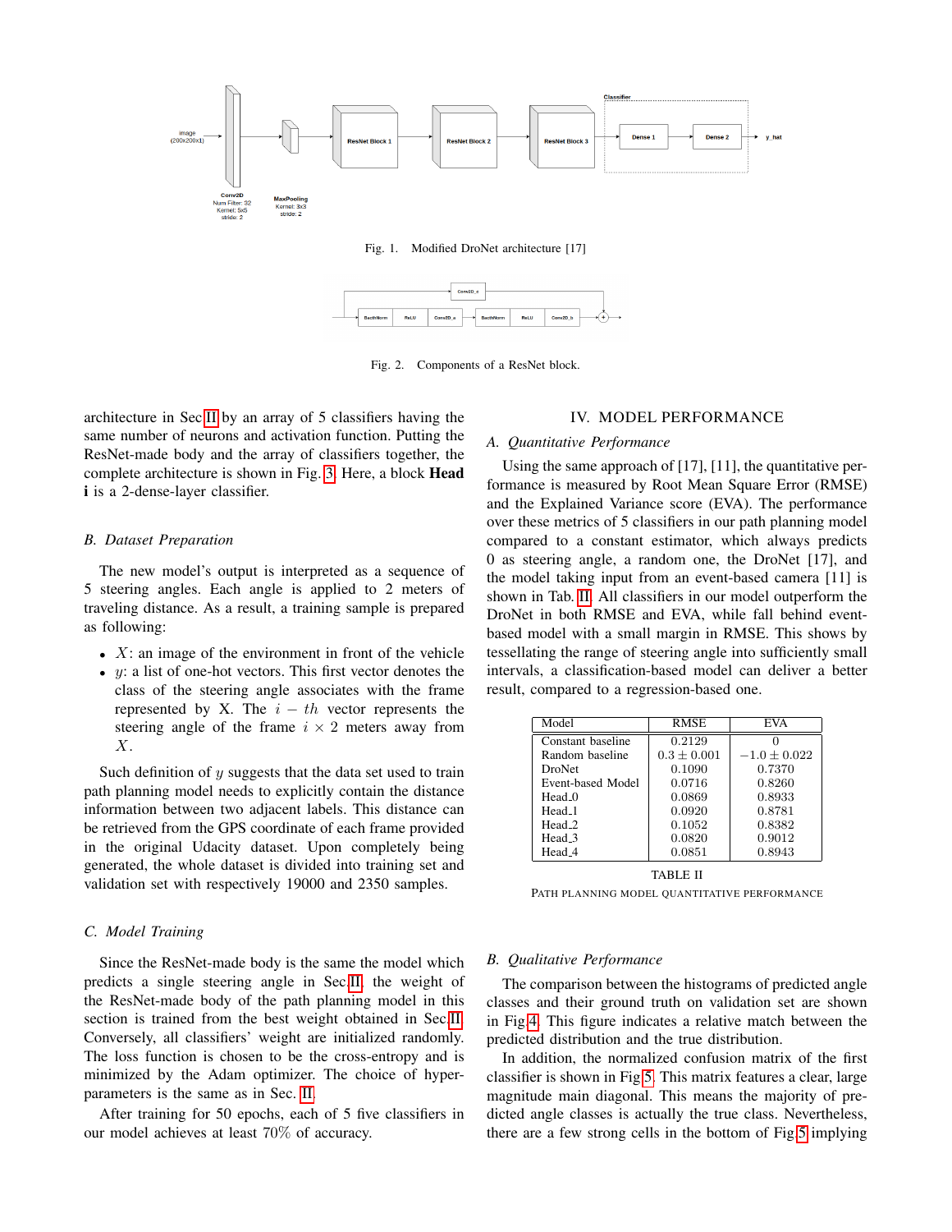Fig. 1. Modified DroNet architecture [17]

Fig. 2. Components of a ResNet block.

architecture in Sec II by an array of 5 classifiers having the same number of neurons and activation function. Putting the ResNet-made body and the array of classifiers together, the complete architecture is shown in Fig. 3. Here, a block **Head i** is a 2-dense-layer classifier.

### B. Dataset Preparation

The new model's output is interpreted as a sequence of 5 steering angles. Each angle is applied to 2 meters of traveling distance. As a result, a training sample is prepared as following:

- $X$: an image of the environment in front of the vehicle
- $y$: a list of one-hot vectors. This first vector denotes the class of the steering angle associates with the frame represented by X. The $i-th$ vector represents the steering angle of the frame $i \times 2$ meters away from $X$.

Such definition of $y$ suggests that the data set used to train path planning model needs to explicitly contain the distance information between two adjacent labels. This distance can be retrieved from the GPS coordinate of each frame provided in the original Udacity dataset. Upon completely being generated, the whole dataset is divided into training set and validation set with respectively 19000 and 2350 samples.

### C. Model Training

Since the ResNet-made body is the same the model which predicts a single steering angle in Sec.II, the weight of the ResNet-made body of the path planning model in this section is trained from the best weight obtained in Sec.II. Conversely, all classifiers' weight are initialized randomly. The loss function is chosen to be the cross-entropy and is minimized by the Adam optimizer. The choice of hyper-parameters is the same as in Sec. II.

After training for 50 epochs, each of 5 five classifiers in our model achieves at least 70% of accuracy.

## IV. Model Performance

### A. Quantitative Performance

Using the same approach of [17], [11], the quantitative performance is measured by Root Mean Square Error (RMSE) and the Explained Variance score (EVA). The performance over these metrics of 5 classifiers in our path planning model compared to a constant estimator, which always predicts 0 as steering angle, a random one, the DroNet [17], and the model taking input from an event-based camera [11] is shown in Tab. II. All classifiers in our model outperform the DroNet in both RMSE and EVA, while fall behind event-based model with a small margin in RMSE. This shows by tessellating the range of steering angle into sufficiently small intervals, a classification-based model can deliver a better result, compared to a regression-based one.

| Model | RMSE | EVA |
|---|---|---|
| Constant baseline | 0.2129 | 0 |
| Random baseline | $0.3 \pm 0.001$ | $-1.0 \pm 0.022$ |
| DroNet | 0.1090 | 0.7370 |
| Event-based Model | 0.0716 | 0.8260 |
| Head_0 | 0.0869 | 0.8933 |
| Head_1 | 0.0920 | 0.8781 |
| Head_2 | 0.1052 | 0.8382 |
| Head_3 | 0.0820 | 0.9012 |
| Head_4 | 0.0851 | 0.8943 |

TABLE II
PATH PLANNING MODEL QUANTITATIVE PERFORMANCE

### B. Qualitative Performance

The comparison between the histograms of predicted angle classes and their ground truth on validation set are shown in Fig.4. This figure indicates a relative match between the predicted distribution and the true distribution.

In addition, the normalized confusion matrix of the first classifier is shown in Fig.5. This matrix features a clear, large magnitude main diagonal. This means the majority of predicted angle classes is actually the true class. Nevertheless, there are a few strong cells in the bottom of Fig.5 implying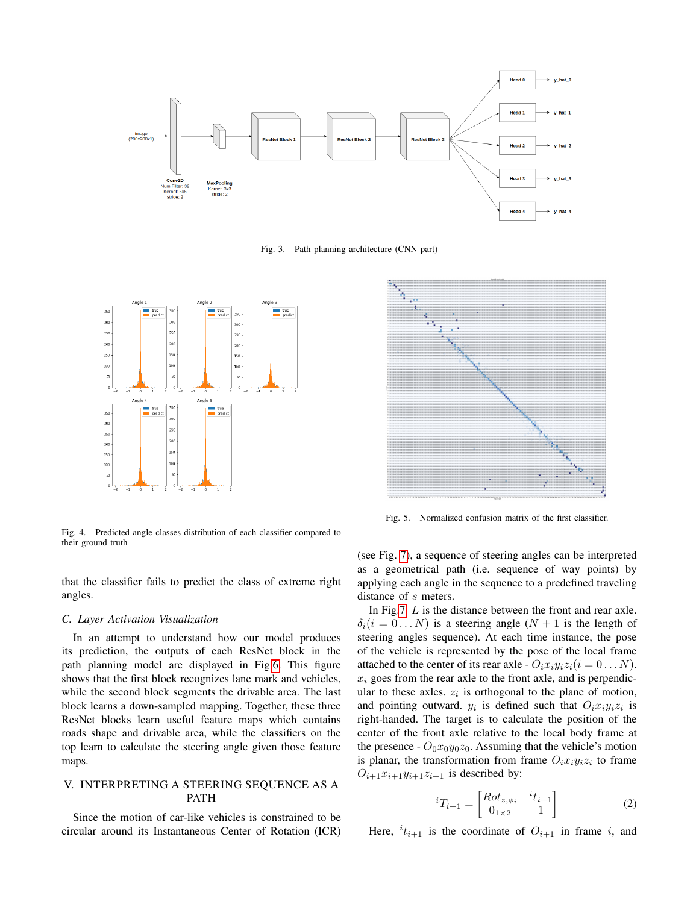Fig. 3. Path planning architecture (CNN part)

Fig. 4. Predicted angle classes distribution of each classifier compared to their ground truth

Fig. 5. Normalized confusion matrix of the first classifier.

that the classifier fails to predict the class of extreme right angles.

### C. Layer Activation Visualization

In an attempt to understand how our model produces its prediction, the outputs of each ResNet block in the path planning model are displayed in Fig 6. This figure shows that the first block recognizes lane mark and vehicles, while the second block segments the drivable area. The last block learns a down-sampled mapping. Together, these three ResNet blocks learn useful feature maps which contains roads shape and drivable area, while the classifiers on the top learn to calculate the steering angle given those feature maps.

## V. INTERPRETING A STEERING SEQUENCE AS A PATH

Since the motion of car-like vehicles is constrained to be circular around its Instantaneous Center of Rotation (ICR) (see Fig. 7), a sequence of steering angles can be interpreted as a geometrical path (i.e. sequence of way points) by applying each angle in the sequence to a predefined traveling distance of $s$ meters.

In Fig 7, $L$ is the distance between the front and rear axle. $\delta_i (i = 0 \dots N)$ is a steering angle ($N + 1$ is the length of steering angles sequence). At each time instance, the pose of the vehicle is represented by the pose of the local frame attached to the center of its rear axle - $O_i x_i y_i z_i (i = 0 \dots N)$. $x_i$ goes from the rear axle to the front axle, and is perpendicular to these axles. $z_i$ is orthogonal to the plane of motion, and pointing outward. $y_i$ is defined such that $O_i x_i y_i z_i$ is right-handed. The target is to calculate the position of the center of the front axle relative to the local body frame at the presence - $O_0 x_0 y_0 z_0$. Assuming that the vehicle's motion is planar, the transformation from frame $O_i x_i y_i z_i$ to frame $O_{i+1} x_{i+1} y_{i+1} z_{i+1}$ is described by:

$$ {}^{i}T_{i+1} = \begin{bmatrix} Rot_{z,\phi_i} & {}^{i}t_{i+1} \\ 0_{1\times 2} & 1 \end{bmatrix} \quad (2) $$

Here, ${}^{i}t_{i+1}$ is the coordinate of $O_{i+1}$ in frame $i$, and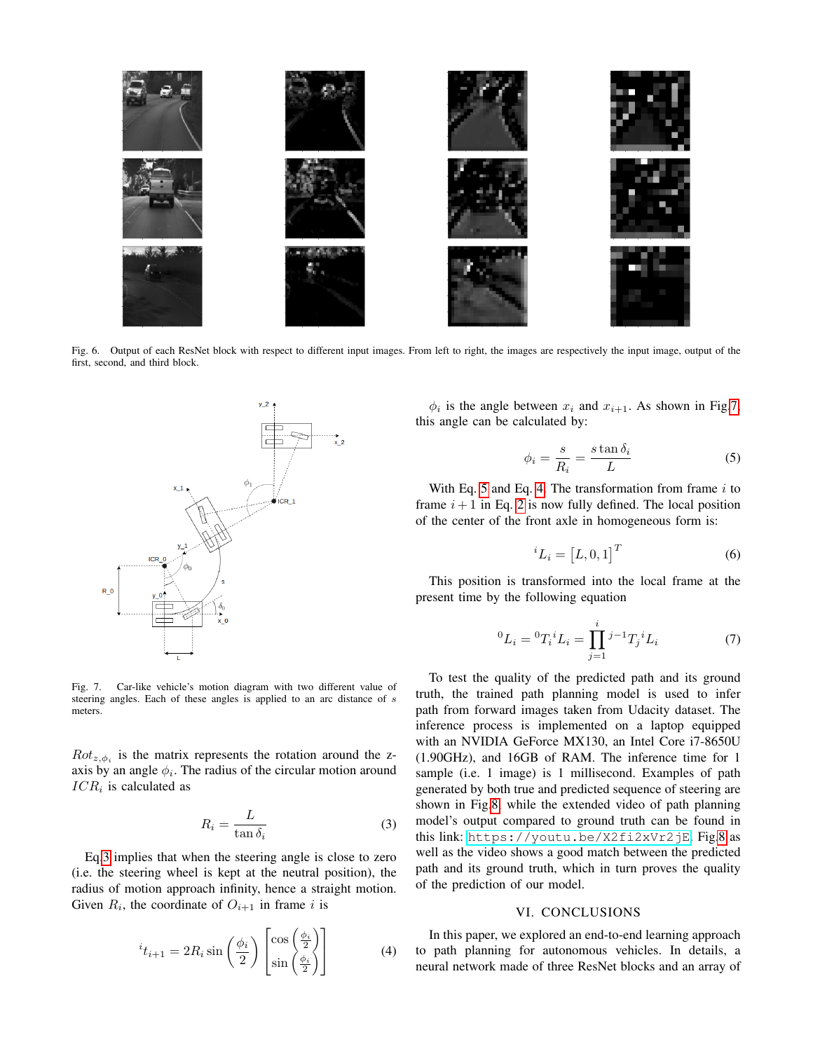Fig. 6. Output of each ResNet block with respect to different input images. From left to right, the images are respectively the input image, output of the first, second, and third block.

Fig. 7. Car-like vehicle's motion diagram with two different value of steering angles. Each of these angles is applied to an arc distance of $s$ meters.

$Rot_{z,\phi_i}$ is the matrix represents the rotation around the z-axis by an angle $\phi_i$. The radius of the circular motion around $ICR_i$ is calculated as

$$R_i = \frac{L}{\tan \delta_i} \tag{3}$$

Eq.3 implies that when the steering angle is close to zero (i.e. the steering wheel is kept at the neutral position), the radius of motion approach infinity, hence a straight motion. Given $R_i$, the coordinate of $O_{i+1}$ in frame $i$ is

$${}^{i}t_{i+1} = 2R_i \sin\left(\frac{\phi_i}{2}\right) \begin{bmatrix} \cos\left(\frac{\phi_i}{2}\right) \\ \sin\left(\frac{\phi_i}{2}\right) \end{bmatrix} \tag{4}$$

$\phi_i$ is the angle between $x_i$ and $x_{i+1}$. As shown in Fig.7, this angle can be calculated by:

$$\phi_i = \frac{s}{R_i} = \frac{s \tan \delta_i}{L} \tag{5}$$

With Eq. 5 and Eq. 4. The transformation from frame $i$ to frame $i+1$ in Eq. 2 is now fully defined. The local position of the center of the front axle in homogeneous form is:

$${}^{i}L_i = \left[L, 0, 1\right]^T \tag{6}$$

This position is transformed into the local frame at the present time by the following equation

$${}^{0}L_i = {}^{0}T_i\,{}^{i}L_i = \prod_{j=1}^{i} {}^{j-1}T_j\,{}^{i}L_i \tag{7}$$

To test the quality of the predicted path and its ground truth, the trained path planning model is used to infer path from forward images taken from Udacity dataset. The inference process is implemented on a laptop equipped with an NVIDIA GeForce MX130, an Intel Core i7-8650U (1.90GHz), and 16GB of RAM. The inference time for 1 sample (i.e. 1 image) is 1 millisecond. Examples of path generated by both true and predicted sequence of steering are shown in Fig.8, while the extended video of path planning model's output compared to ground truth can be found in this link: https://youtu.be/X2fi2xVr2jE. Fig.8 as well as the video shows a good match between the predicted path and its ground truth, which in turn proves the quality of the prediction of our model.

## VI. CONCLUSIONS

In this paper, we explored an end-to-end learning approach to path planning for autonomous vehicles. In details, a neural network made of three ResNet blocks and an array of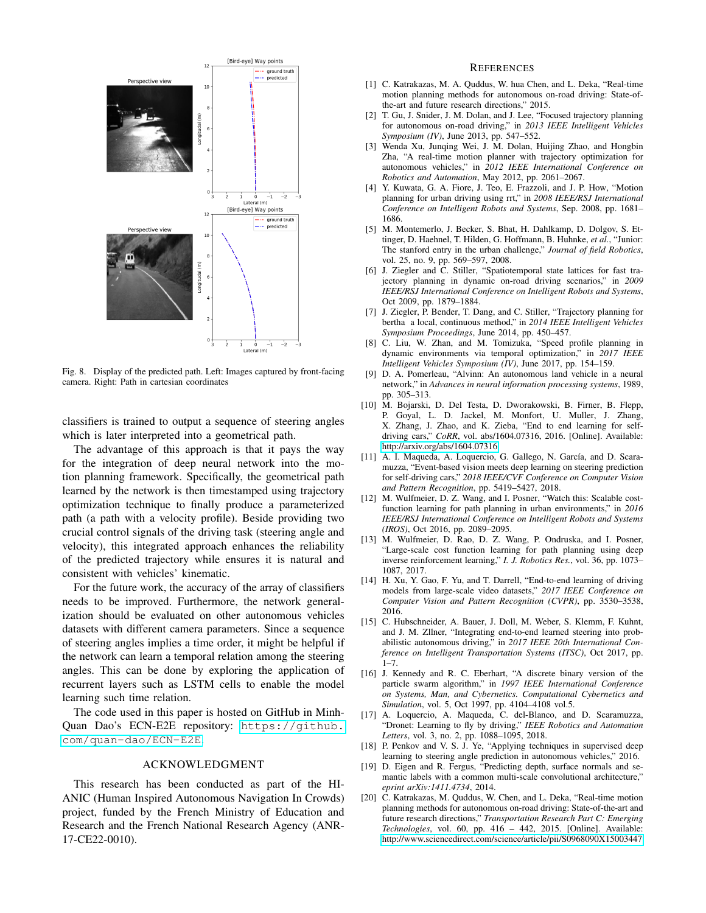[Bird-eye] Way points

Perspective view

ground truth
predicted

Longitudinal (m)

Lateral (m)

[Bird-eye] Way points

Perspective view

ground truth
predicted

Longitudinal (m)

Lateral (m)

Fig. 8. Display of the predicted path. Left: Images captured by front-facing camera. Right: Path in cartesian coordinates

classifiers is trained to output a sequence of steering angles which is later interpreted into a geometrical path.

The advantage of this approach is that it pays the way for the integration of deep neural network into the motion planning framework. Specifically, the geometrical path learned by the network is then timestamped using trajectory optimization technique to finally produce a parameterized path (a path with a velocity profile). Beside providing two crucial control signals of the driving task (steering angle and velocity), this integrated approach enhances the reliability of the predicted trajectory while ensures it is natural and consistent with vehicles' kinematic.

For the future work, the accuracy of the array of classifiers needs to be improved. Furthermore, the network generalization should be evaluated on other autonomous vehicles datasets with different camera parameters. Since a sequence of steering angles implies a time order, it might be helpful if the network can learn a temporal relation among the steering angles. This can be done by exploring the application of recurrent layers such as LSTM cells to enable the model learning such time relation.

The code used in this paper is hosted on GitHub in Minh-Quan Dao's ECN-E2E repository: `https://github.com/quan-dao/ECN-E2E`.

## ACKNOWLEDGMENT

This research has been conducted as part of the HI-ANIC (Human Inspired Autonomous Navigation In Crowds) project, funded by the French Ministry of Education and Research and the French National Research Agency (ANR-17-CE22-0010).

## REFERENCES

[1] C. Katrakazas, M. A. Quddus, W. hua Chen, and L. Deka, "Real-time motion planning methods for autonomous on-road driving: State-of-the-art and future research directions," 2015.

[2] T. Gu, J. Snider, J. M. Dolan, and J. Lee, "Focused trajectory planning for autonomous on-road driving," in *2013 IEEE Intelligent Vehicles Symposium (IV)*, June 2013, pp. 547–552.

[3] Wenda Xu, Junqing Wei, J. M. Dolan, Huijing Zhao, and Hongbin Zha, "A real-time motion planner with trajectory optimization for autonomous vehicles," in *2012 IEEE International Conference on Robotics and Automation*, May 2012, pp. 2061–2067.

[4] Y. Kuwata, G. A. Fiore, J. Teo, E. Frazzoli, and J. P. How, "Motion planning for urban driving using rrt," in *2008 IEEE/RSJ International Conference on Intelligent Robots and Systems*, Sep. 2008, pp. 1681–1686.

[5] M. Montemerlo, J. Becker, S. Bhat, H. Dahlkamp, D. Dolgov, S. Ettinger, D. Haehnel, T. Hilden, G. Hoffmann, B. Huhnke, *et al.*, "Junior: The stanford entry in the urban challenge," *Journal of field Robotics*, vol. 25, no. 9, pp. 569–597, 2008.

[6] J. Ziegler and C. Stiller, "Spatiotemporal state lattices for fast trajectory planning in dynamic on-road driving scenarios," in *2009 IEEE/RSJ International Conference on Intelligent Robots and Systems*, Oct 2009, pp. 1879–1884.

[7] J. Ziegler, P. Bender, T. Dang, and C. Stiller, "Trajectory planning for bertha a local, continuous method," in *2014 IEEE Intelligent Vehicles Symposium Proceedings*, June 2014, pp. 450–457.

[8] C. Liu, W. Zhan, and M. Tomizuka, "Speed profile planning in dynamic environments via temporal optimization," in *2017 IEEE Intelligent Vehicles Symposium (IV)*, June 2017, pp. 154–159.

[9] D. A. Pomerleau, "Alvinn: An autonomous land vehicle in a neural network," in *Advances in neural information processing systems*, 1989, pp. 305–313.

[10] M. Bojarski, D. Del Testa, D. Dworakowski, B. Firner, B. Flepp, P. Goyal, L. D. Jackel, M. Monfort, U. Muller, J. Zhang, X. Zhang, J. Zhao, and K. Zieba, "End to end learning for self-driving cars," *CoRR*, vol. abs/1604.07316, 2016. [Online]. Available: http://arxiv.org/abs/1604.07316

[11] A. I. Maqueda, A. Loquercio, G. Gallego, N. García, and D. Scaramuzza, "Event-based vision meets deep learning on steering prediction for self-driving cars," *2018 IEEE/CVF Conference on Computer Vision and Pattern Recognition*, pp. 5419–5427, 2018.

[12] M. Wulfmeier, D. Z. Wang, and I. Posner, "Watch this: Scalable cost-function learning for path planning in urban environments," in *2016 IEEE/RSJ International Conference on Intelligent Robots and Systems (IROS)*, Oct 2016, pp. 2089–2095.

[13] M. Wulfmeier, D. Rao, D. Z. Wang, P. Ondruska, and I. Posner, "Large-scale cost function learning for path planning using deep inverse reinforcement learning," *I. J. Robotics Res.*, vol. 36, pp. 1073–1087, 2017.

[14] H. Xu, Y. Gao, F. Yu, and T. Darrell, "End-to-end learning of driving models from large-scale video datasets," *2017 IEEE Conference on Computer Vision and Pattern Recognition (CVPR)*, pp. 3530–3538, 2016.

[15] C. Hubschneider, A. Bauer, J. Doll, M. Weber, S. Klemm, F. Kuhnt, and J. M. Zllner, "Integrating end-to-end learned steering into probabilistic autonomous driving," in *2017 IEEE 20th International Conference on Intelligent Transportation Systems (ITSC)*, Oct 2017, pp. 1–7.

[16] J. Kennedy and R. C. Eberhart, "A discrete binary version of the particle swarm algorithm," in *1997 IEEE International Conference on Systems, Man, and Cybernetics. Computational Cybernetics and Simulation*, vol. 5, Oct 1997, pp. 4104–4108 vol.5.

[17] A. Loquercio, A. Maqueda, C. del-Blanco, and D. Scaramuzza, "Dronet: Learning to fly by driving," *IEEE Robotics and Automation Letters*, vol. 3, no. 2, pp. 1088–1095, 2018.

[18] P. Penkov and V. S. J. Ye, "Applying techniques in supervised deep learning to steering angle prediction in autonomous vehicles," 2016.

[19] D. Eigen and R. Fergus, "Predicting depth, surface normals and semantic labels with a common multi-scale convolutional architecture," *eprint arXiv:1411.4734*, 2014.

[20] C. Katrakazas, M. Quddus, W. Chen, and L. Deka, "Real-time motion planning methods for autonomous on-road driving: State-of-the-art and future research directions," *Transportation Research Part C: Emerging Technologies*, vol. 60, pp. 416 – 442, 2015. [Online]. Available: http://www.sciencedirect.com/science/article/pii/S0968090X15003447